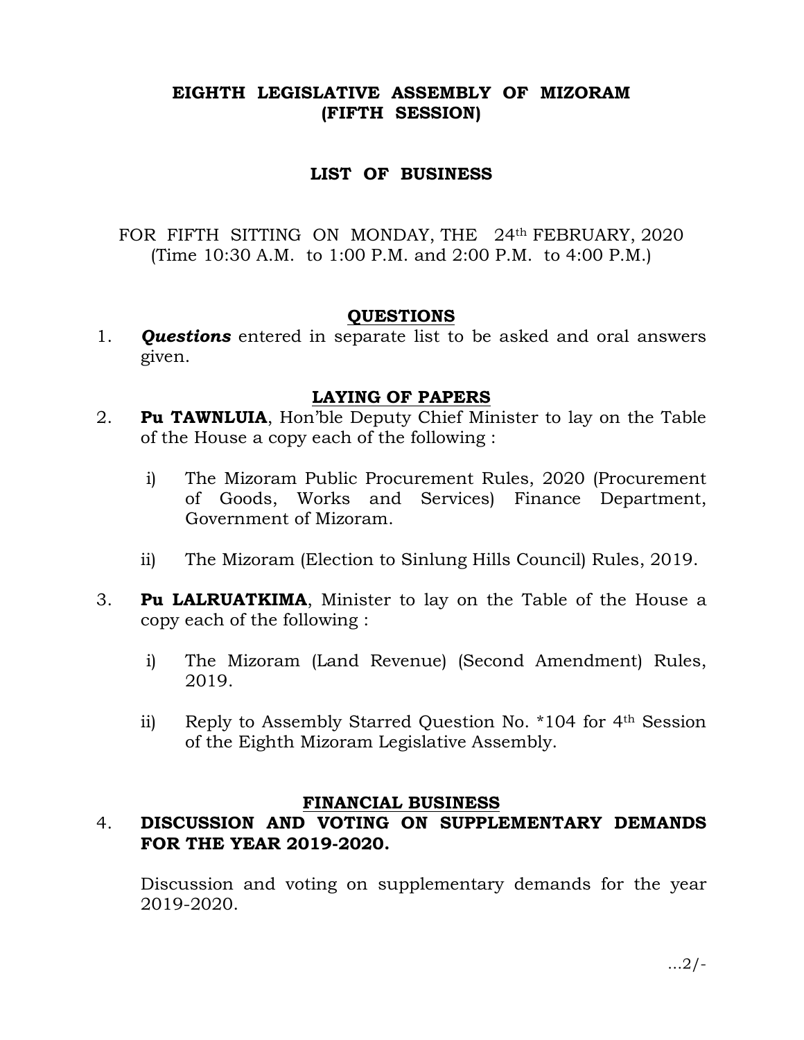# EIGHTH LEGISLATIVE ASSEMBLY OF MIZORAM
# (FIFTH SESSION)

## LIST OF BUSINESS

FOR FIFTH SITTING ON MONDAY, THE 24th FEBRUARY, 2020
(Time 10:30 A.M. to 1:00 P.M. and 2:00 P.M. to 4:00 P.M.)

### QUESTIONS

1. ***Questions*** entered in separate list to be asked and oral answers given.

### LAYING OF PAPERS

2. **Pu TAWNLUIA**, Hon'ble Deputy Chief Minister to lay on the Table of the House a copy each of the following :

   i) The Mizoram Public Procurement Rules, 2020 (Procurement of Goods, Works and Services) Finance Department, Government of Mizoram.

   ii) The Mizoram (Election to Sinlung Hills Council) Rules, 2019.

3. **Pu LALRUATKIMA**, Minister to lay on the Table of the House a copy each of the following :

   i) The Mizoram (Land Revenue) (Second Amendment) Rules, 2019.

   ii) Reply to Assembly Starred Question No. *104 for 4th Session of the Eighth Mizoram Legislative Assembly.

### FINANCIAL BUSINESS

4. **DISCUSSION AND VOTING ON SUPPLEMENTARY DEMANDS FOR THE YEAR 2019-2020.**

   Discussion and voting on supplementary demands for the year 2019-2020.

...2/-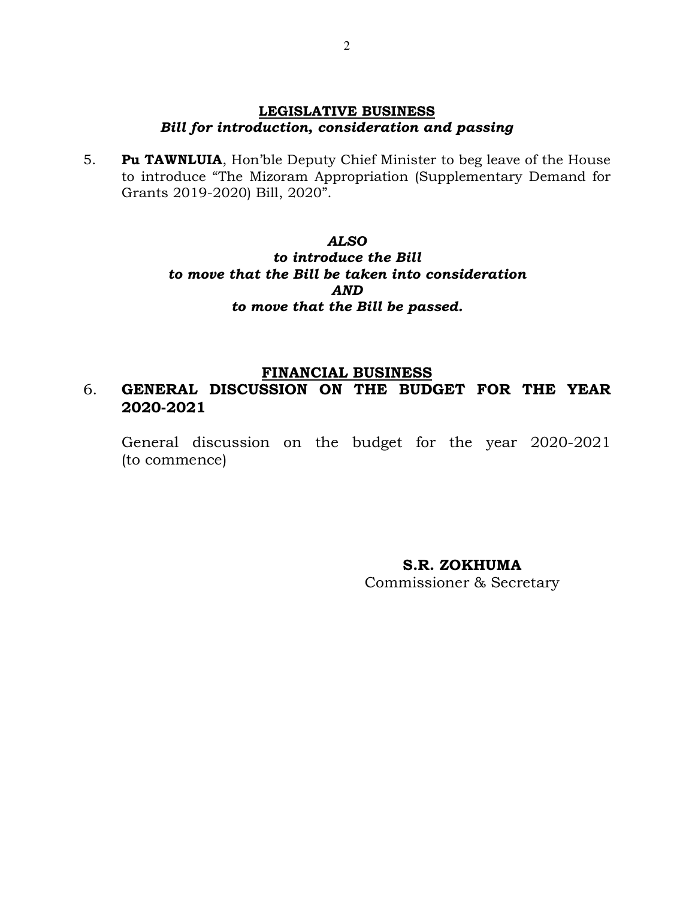## LEGISLATIVE BUSINESS

***Bill for introduction, consideration and passing***

5. **Pu TAWNLUIA**, Hon'ble Deputy Chief Minister to beg leave of the House to introduce "The Mizoram Appropriation (Supplementary Demand for Grants 2019-2020) Bill, 2020".

***ALSO***
***to introduce the Bill***
***to move that the Bill be taken into consideration***
***AND***
***to move that the Bill be passed.***

## FINANCIAL BUSINESS

6. **GENERAL DISCUSSION ON THE BUDGET FOR THE YEAR 2020-2021**

General discussion on the budget for the year 2020-2021 (to commence)

**S.R. ZOKHUMA**
Commissioner & Secretary